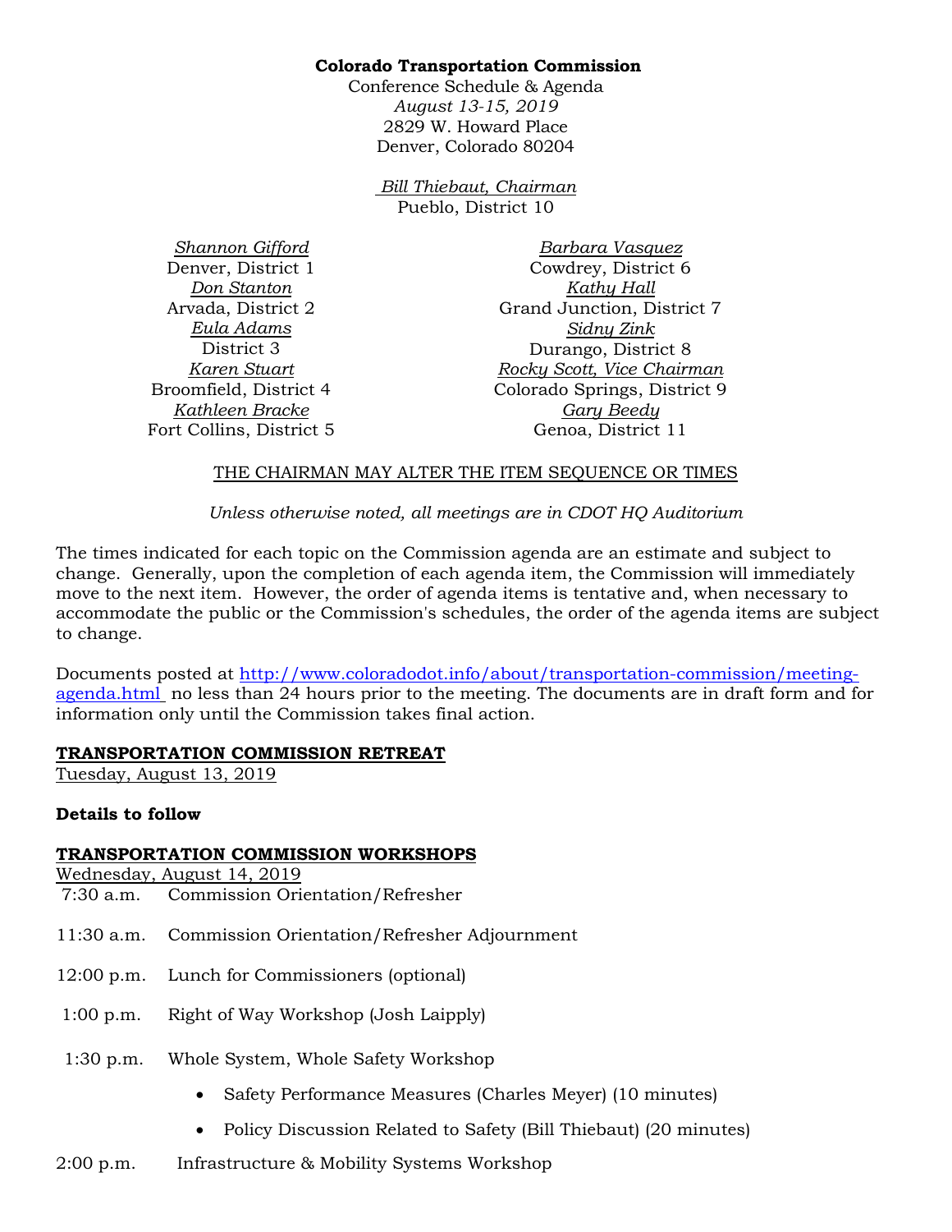**Colorado Transportation Commission**

Conference Schedule & Agenda
*August 13-15, 2019*
2829 W. Howard Place
Denver, Colorado 80204

*Bill Thiebaut, Chairman*
Pueblo, District 10

*Shannon Gifford*
Denver, District 1

*Don Stanton*
Arvada, District 2

*Eula Adams*
District 3

*Karen Stuart*
Broomfield, District 4

*Kathleen Bracke*
Fort Collins, District 5

*Barbara Vasquez*
Cowdrey, District 6

*Kathy Hall*
Grand Junction, District 7

*Sidny Zink*
Durango, District 8

*Rocky Scott, Vice Chairman*
Colorado Springs, District 9

*Gary Beedy*
Genoa, District 11

THE CHAIRMAN MAY ALTER THE ITEM SEQUENCE OR TIMES

*Unless otherwise noted, all meetings are in CDOT HQ Auditorium*

The times indicated for each topic on the Commission agenda are an estimate and subject to change. Generally, upon the completion of each agenda item, the Commission will immediately move to the next item. However, the order of agenda items is tentative and, when necessary to accommodate the public or the Commission's schedules, the order of the agenda items are subject to change.

Documents posted at http://www.coloradodot.info/about/transportation-commission/meeting-agenda.html no less than 24 hours prior to the meeting. The documents are in draft form and for information only until the Commission takes final action.

**TRANSPORTATION COMMISSION RETREAT**

Tuesday, August 13, 2019

**Details to follow**

**TRANSPORTATION COMMISSION WORKSHOPS**

Wednesday, August 14, 2019

7:30 a.m. Commission Orientation/Refresher

11:30 a.m. Commission Orientation/Refresher Adjournment

12:00 p.m. Lunch for Commissioners (optional)

1:00 p.m. Right of Way Workshop (Josh Laipply)

1:30 p.m. Whole System, Whole Safety Workshop

- Safety Performance Measures (Charles Meyer) (10 minutes)
- Policy Discussion Related to Safety (Bill Thiebaut) (20 minutes)

2:00 p.m. Infrastructure & Mobility Systems Workshop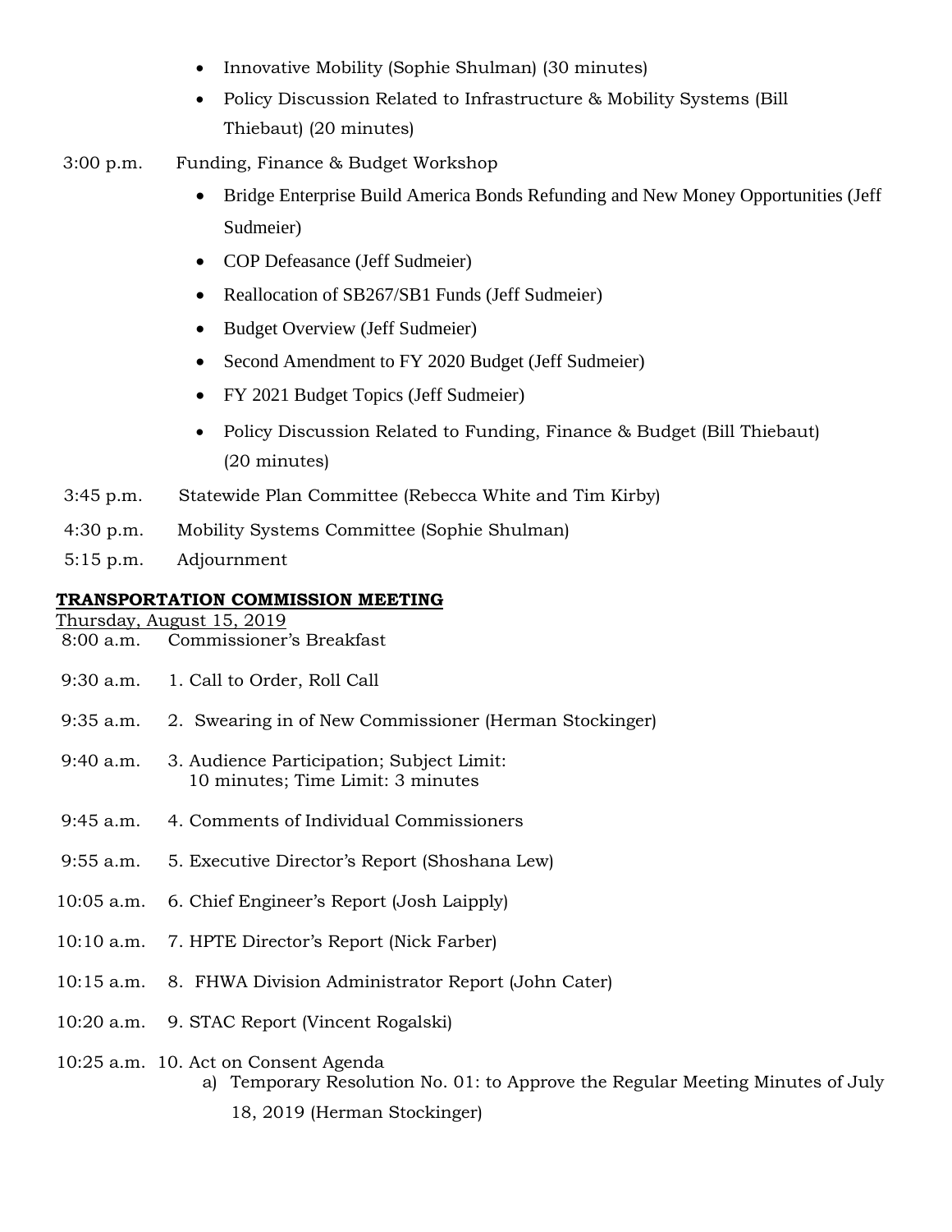- Innovative Mobility (Sophie Shulman) (30 minutes)
- Policy Discussion Related to Infrastructure & Mobility Systems (Bill Thiebaut) (20 minutes)

3:00 p.m. Funding, Finance & Budget Workshop

- Bridge Enterprise Build America Bonds Refunding and New Money Opportunities (Jeff Sudmeier)
- COP Defeasance (Jeff Sudmeier)
- Reallocation of SB267/SB1 Funds (Jeff Sudmeier)
- Budget Overview (Jeff Sudmeier)
- Second Amendment to FY 2020 Budget (Jeff Sudmeier)
- FY 2021 Budget Topics (Jeff Sudmeier)
- Policy Discussion Related to Funding, Finance & Budget (Bill Thiebaut) (20 minutes)

3:45 p.m. Statewide Plan Committee (Rebecca White and Tim Kirby)

4:30 p.m. Mobility Systems Committee (Sophie Shulman)

5:15 p.m. Adjournment

**TRANSPORTATION COMMISSION MEETING**

Thursday, August 15, 2019

8:00 a.m. Commissioner's Breakfast

9:30 a.m. 1. Call to Order, Roll Call

9:35 a.m. 2. Swearing in of New Commissioner (Herman Stockinger)

9:40 a.m. 3. Audience Participation; Subject Limit: 10 minutes; Time Limit: 3 minutes

9:45 a.m. 4. Comments of Individual Commissioners

9:55 a.m. 5. Executive Director's Report (Shoshana Lew)

10:05 a.m. 6. Chief Engineer's Report (Josh Laipply)

10:10 a.m. 7. HPTE Director's Report (Nick Farber)

10:15 a.m. 8. FHWA Division Administrator Report (John Cater)

10:20 a.m. 9. STAC Report (Vincent Rogalski)

10:25 a.m. 10. Act on Consent Agenda

a) Temporary Resolution No. 01: to Approve the Regular Meeting Minutes of July 18, 2019 (Herman Stockinger)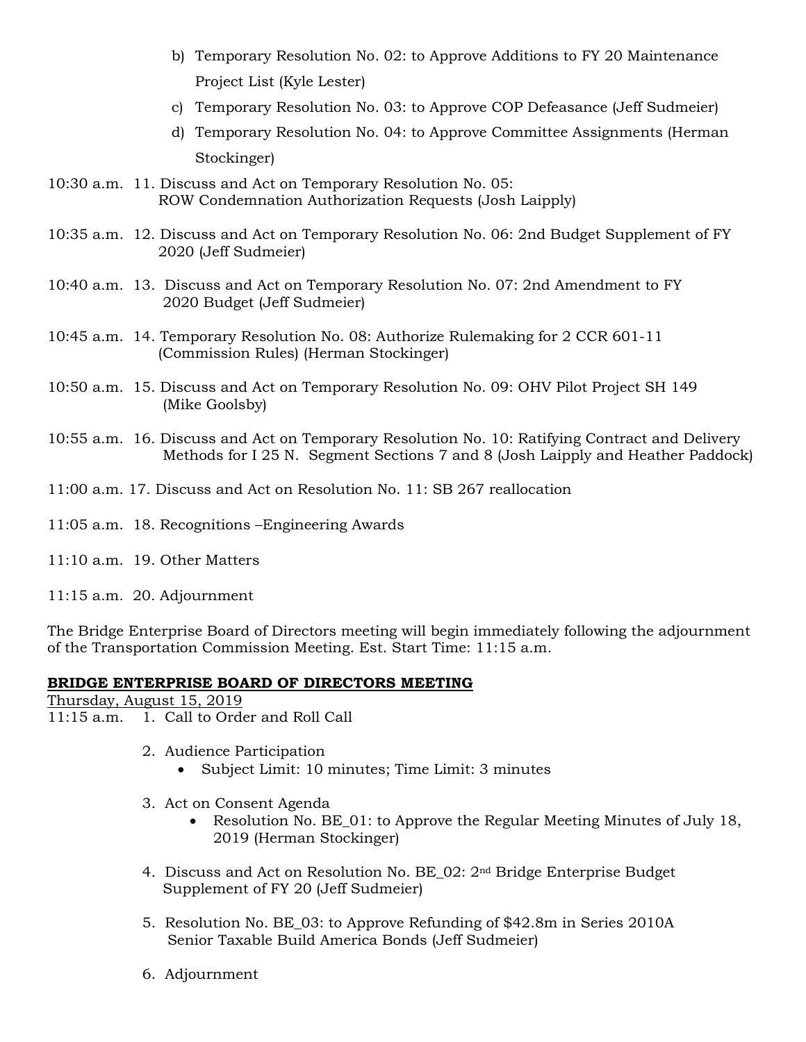b) Temporary Resolution No. 02: to Approve Additions to FY 20 Maintenance Project List (Kyle Lester)

c) Temporary Resolution No. 03: to Approve COP Defeasance (Jeff Sudmeier)

d) Temporary Resolution No. 04: to Approve Committee Assignments (Herman Stockinger)

10:30 a.m. 11. Discuss and Act on Temporary Resolution No. 05: ROW Condemnation Authorization Requests (Josh Laipply)

10:35 a.m. 12. Discuss and Act on Temporary Resolution No. 06: 2nd Budget Supplement of FY 2020 (Jeff Sudmeier)

10:40 a.m. 13. Discuss and Act on Temporary Resolution No. 07: 2nd Amendment to FY 2020 Budget (Jeff Sudmeier)

10:45 a.m. 14. Temporary Resolution No. 08: Authorize Rulemaking for 2 CCR 601-11 (Commission Rules) (Herman Stockinger)

10:50 a.m. 15. Discuss and Act on Temporary Resolution No. 09: OHV Pilot Project SH 149 (Mike Goolsby)

10:55 a.m. 16. Discuss and Act on Temporary Resolution No. 10: Ratifying Contract and Delivery Methods for I 25 N. Segment Sections 7 and 8 (Josh Laipply and Heather Paddock)

11:00 a.m. 17. Discuss and Act on Resolution No. 11: SB 267 reallocation

11:05 a.m. 18. Recognitions –Engineering Awards

11:10 a.m. 19. Other Matters

11:15 a.m. 20. Adjournment

The Bridge Enterprise Board of Directors meeting will begin immediately following the adjournment of the Transportation Commission Meeting. Est. Start Time: 11:15 a.m.

**BRIDGE ENTERPRISE BOARD OF DIRECTORS MEETING**

Thursday, August 15, 2019

11:15 a.m. 1. Call to Order and Roll Call

2. Audience Participation
   - Subject Limit: 10 minutes; Time Limit: 3 minutes

3. Act on Consent Agenda
   - Resolution No. BE_01: to Approve the Regular Meeting Minutes of July 18, 2019 (Herman Stockinger)

4. Discuss and Act on Resolution No. BE_02: 2nd Bridge Enterprise Budget Supplement of FY 20 (Jeff Sudmeier)

5. Resolution No. BE_03: to Approve Refunding of $42.8m in Series 2010A Senior Taxable Build America Bonds (Jeff Sudmeier)

6. Adjournment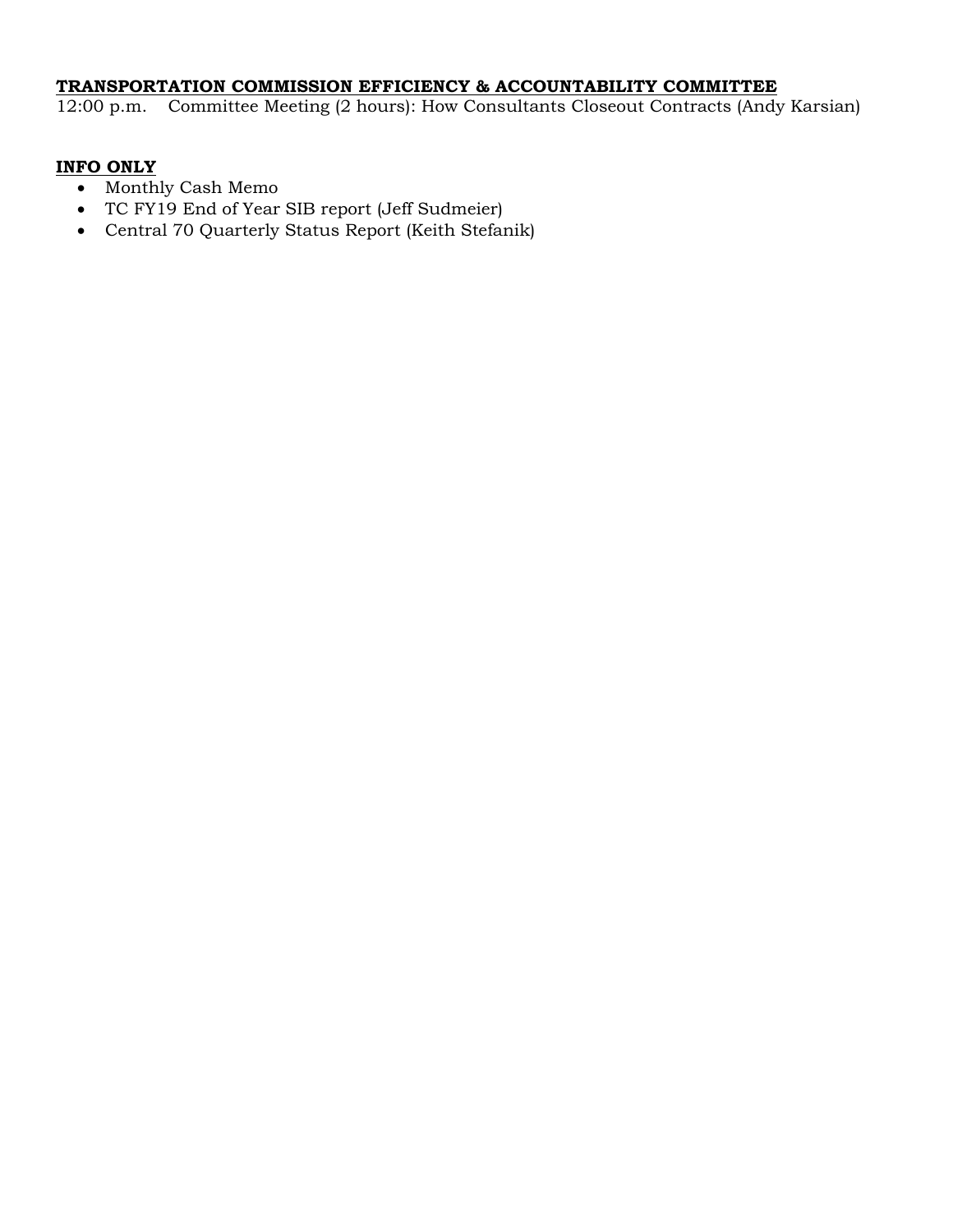**TRANSPORTATION COMMISSION EFFICIENCY & ACCOUNTABILITY COMMITTEE**

12:00 p.m. Committee Meeting (2 hours): How Consultants Closeout Contracts (Andy Karsian)

**INFO ONLY**

- Monthly Cash Memo
- TC FY19 End of Year SIB report (Jeff Sudmeier)
- Central 70 Quarterly Status Report (Keith Stefanik)